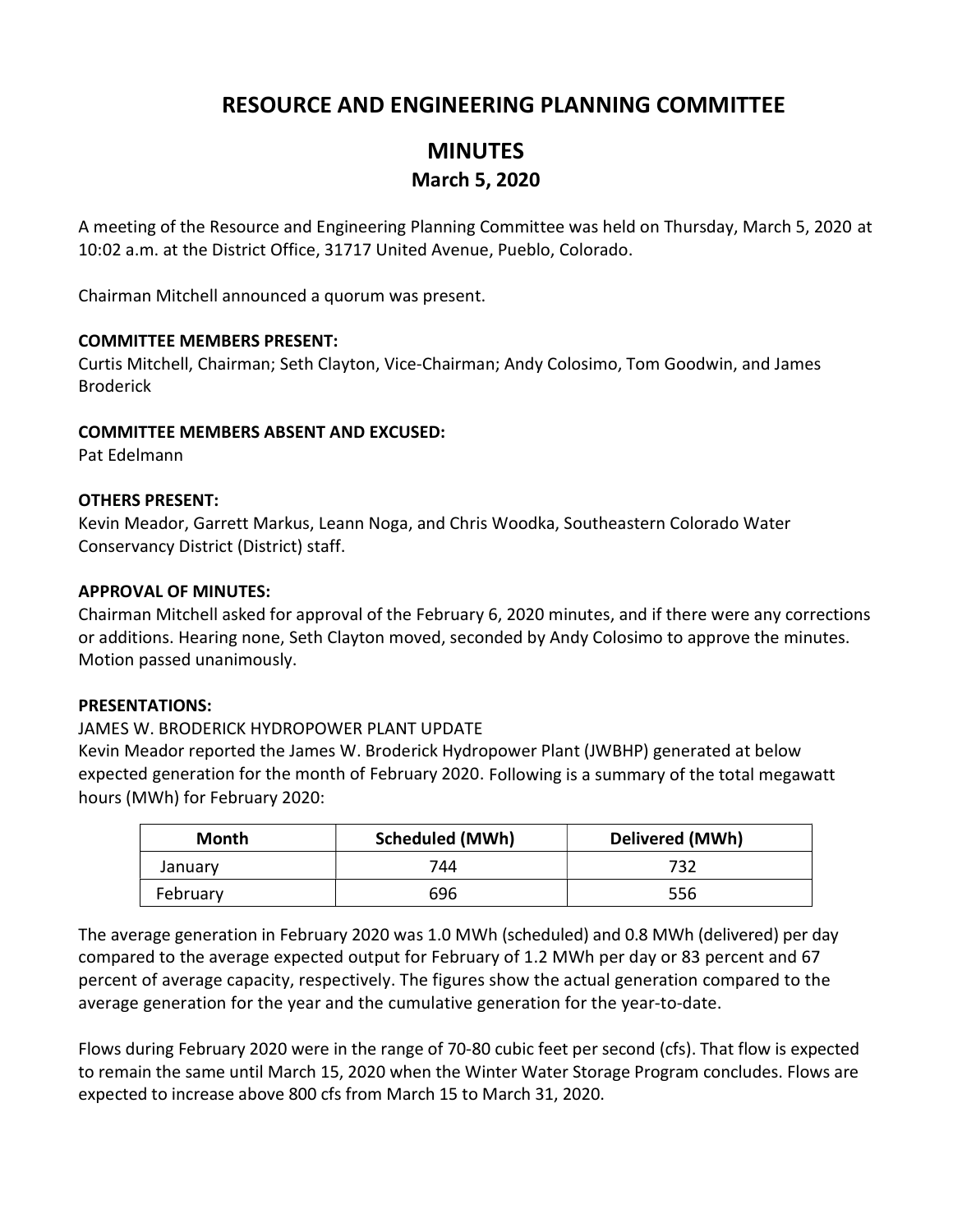# RESOURCE AND ENGINEERING PLANNING COMMITTEE

## MINUTES

### March 5, 2020

A meeting of the Resource and Engineering Planning Committee was held on Thursday, March 5, 2020 at 10:02 a.m. at the District Office, 31717 United Avenue, Pueblo, Colorado.

Chairman Mitchell announced a quorum was present.

**COMMITTEE MEMBERS PRESENT:**
Curtis Mitchell, Chairman; Seth Clayton, Vice-Chairman; Andy Colosimo, Tom Goodwin, and James Broderick

**COMMITTEE MEMBERS ABSENT AND EXCUSED:**
Pat Edelmann

**OTHERS PRESENT:**
Kevin Meador, Garrett Markus, Leann Noga, and Chris Woodka, Southeastern Colorado Water Conservancy District (District) staff.

**APPROVAL OF MINUTES:**
Chairman Mitchell asked for approval of the February 6, 2020 minutes, and if there were any corrections or additions. Hearing none, Seth Clayton moved, seconded by Andy Colosimo to approve the minutes. Motion passed unanimously.

**PRESENTATIONS:**

JAMES W. BRODERICK HYDROPOWER PLANT UPDATE

Kevin Meador reported the James W. Broderick Hydropower Plant (JWBHP) generated at below expected generation for the month of February 2020. Following is a summary of the total megawatt hours (MWh) for February 2020:

| Month | Scheduled (MWh) | Delivered (MWh) |
|---|---|---|
| January | 744 | 732 |
| February | 696 | 556 |

The average generation in February 2020 was 1.0 MWh (scheduled) and 0.8 MWh (delivered) per day compared to the average expected output for February of 1.2 MWh per day or 83 percent and 67 percent of average capacity, respectively. The figures show the actual generation compared to the average generation for the year and the cumulative generation for the year-to-date.

Flows during February 2020 were in the range of 70-80 cubic feet per second (cfs). That flow is expected to remain the same until March 15, 2020 when the Winter Water Storage Program concludes. Flows are expected to increase above 800 cfs from March 15 to March 31, 2020.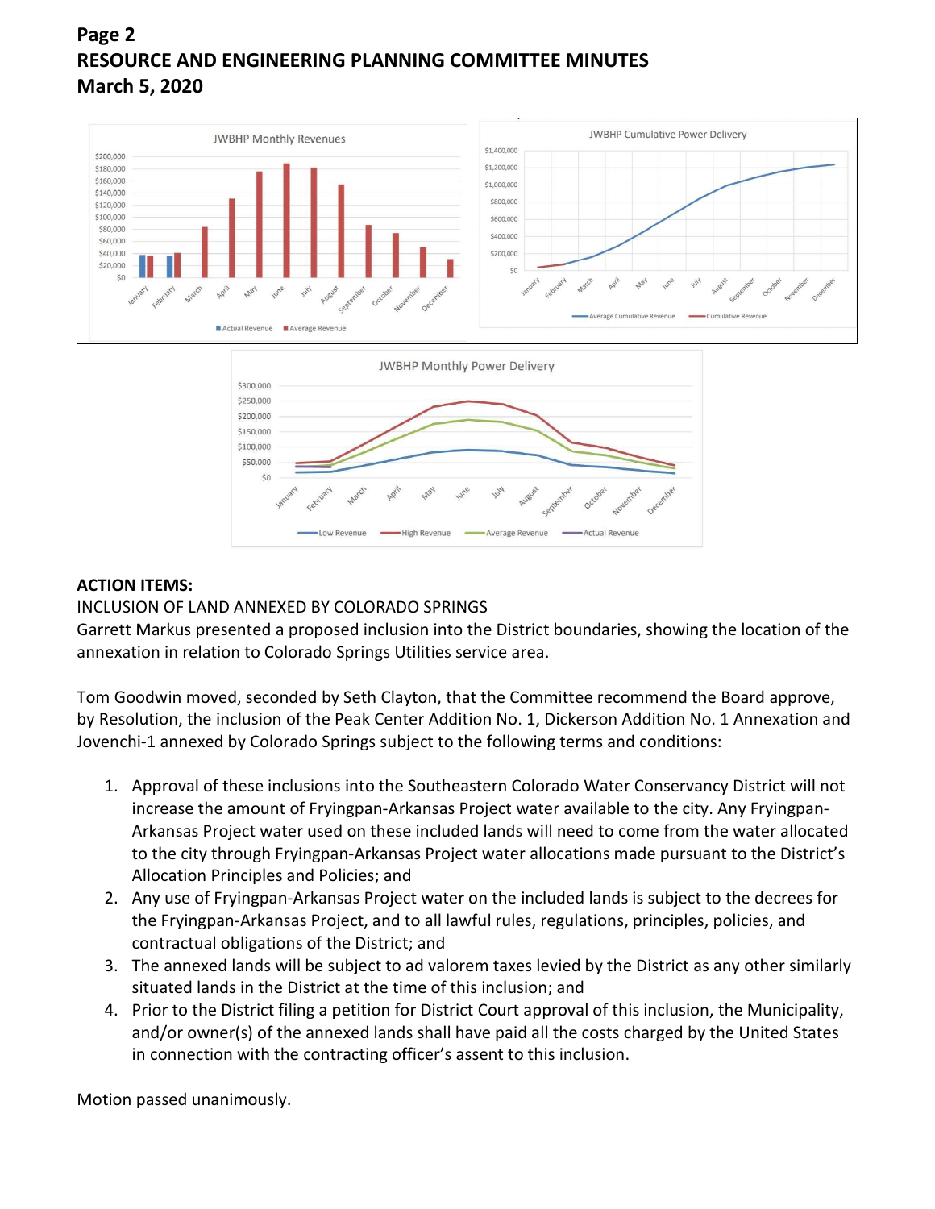ACTION ITEMS:

INCLUSION OF LAND ANNEXED BY COLORADO SPRINGS

Garrett Markus presented a proposed inclusion into the District boundaries, showing the location of the annexation in relation to Colorado Springs Utilities service area.

Tom Goodwin moved, seconded by Seth Clayton, that the Committee recommend the Board approve, by Resolution, the inclusion of the Peak Center Addition No. 1, Dickerson Addition No. 1 Annexation and Jovenchi-1 annexed by Colorado Springs subject to the following terms and conditions:

1. Approval of these inclusions into the Southeastern Colorado Water Conservancy District will not increase the amount of Fryingpan-Arkansas Project water available to the city. Any Fryingpan-Arkansas Project water used on these included lands will need to come from the water allocated to the city through Fryingpan-Arkansas Project water allocations made pursuant to the District's Allocation Principles and Policies; and
2. Any use of Fryingpan-Arkansas Project water on the included lands is subject to the decrees for the Fryingpan-Arkansas Project, and to all lawful rules, regulations, principles, policies, and contractual obligations of the District; and
3. The annexed lands will be subject to ad valorem taxes levied by the District as any other similarly situated lands in the District at the time of this inclusion; and
4. Prior to the District filing a petition for District Court approval of this inclusion, the Municipality, and/or owner(s) of the annexed lands shall have paid all the costs charged by the United States in connection with the contracting officer's assent to this inclusion.

Motion passed unanimously.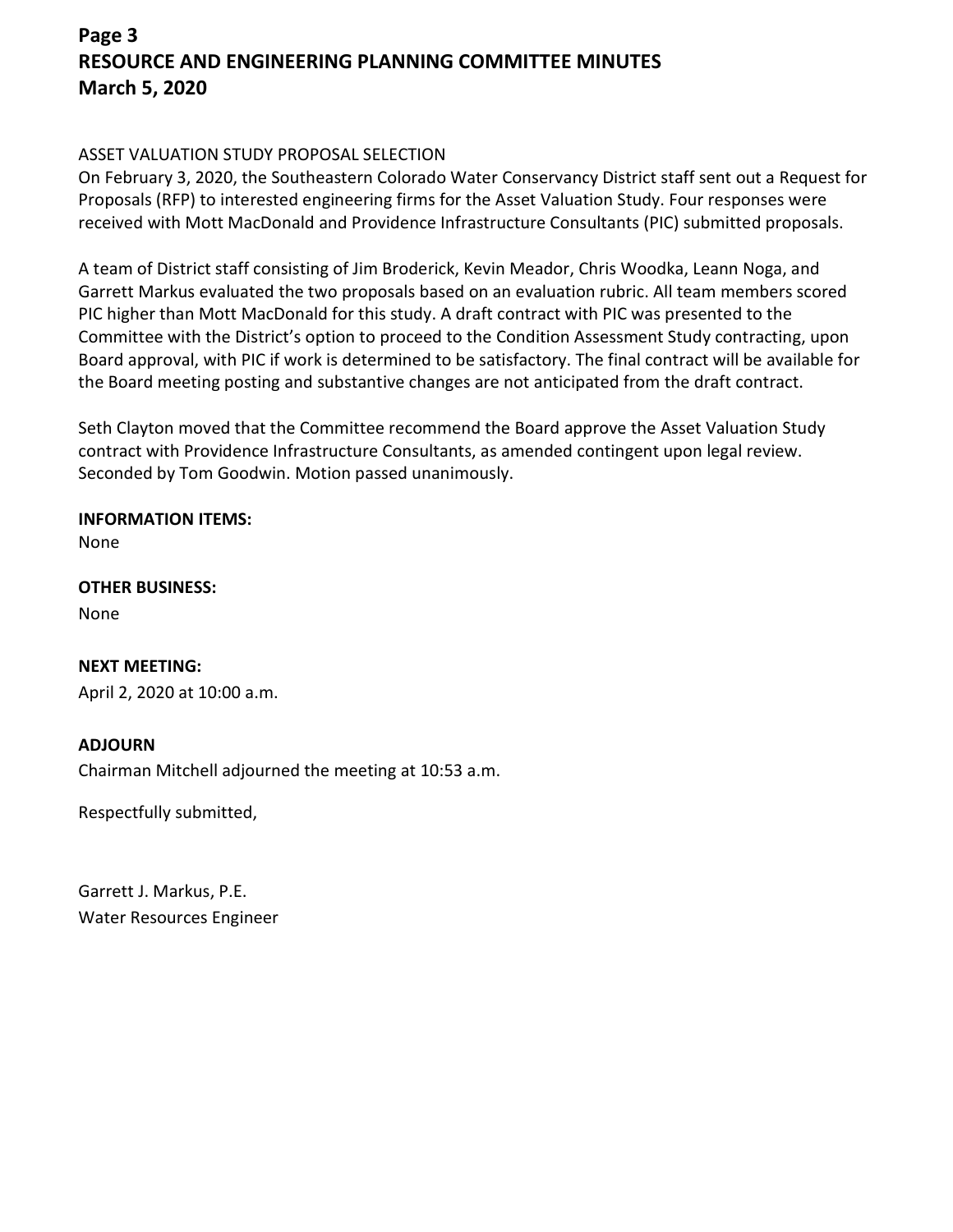ASSET VALUATION STUDY PROPOSAL SELECTION

On February 3, 2020, the Southeastern Colorado Water Conservancy District staff sent out a Request for Proposals (RFP) to interested engineering firms for the Asset Valuation Study. Four responses were received with Mott MacDonald and Providence Infrastructure Consultants (PIC) submitted proposals.

A team of District staff consisting of Jim Broderick, Kevin Meador, Chris Woodka, Leann Noga, and Garrett Markus evaluated the two proposals based on an evaluation rubric. All team members scored PIC higher than Mott MacDonald for this study. A draft contract with PIC was presented to the Committee with the District's option to proceed to the Condition Assessment Study contracting, upon Board approval, with PIC if work is determined to be satisfactory. The final contract will be available for the Board meeting posting and substantive changes are not anticipated from the draft contract.

Seth Clayton moved that the Committee recommend the Board approve the Asset Valuation Study contract with Providence Infrastructure Consultants, as amended contingent upon legal review. Seconded by Tom Goodwin. Motion passed unanimously.

**INFORMATION ITEMS:**

None

**OTHER BUSINESS:**

None

**NEXT MEETING:**

April 2, 2020 at 10:00 a.m.

**ADJOURN**

Chairman Mitchell adjourned the meeting at 10:53 a.m.

Respectfully submitted,

Garrett J. Markus, P.E.
Water Resources Engineer